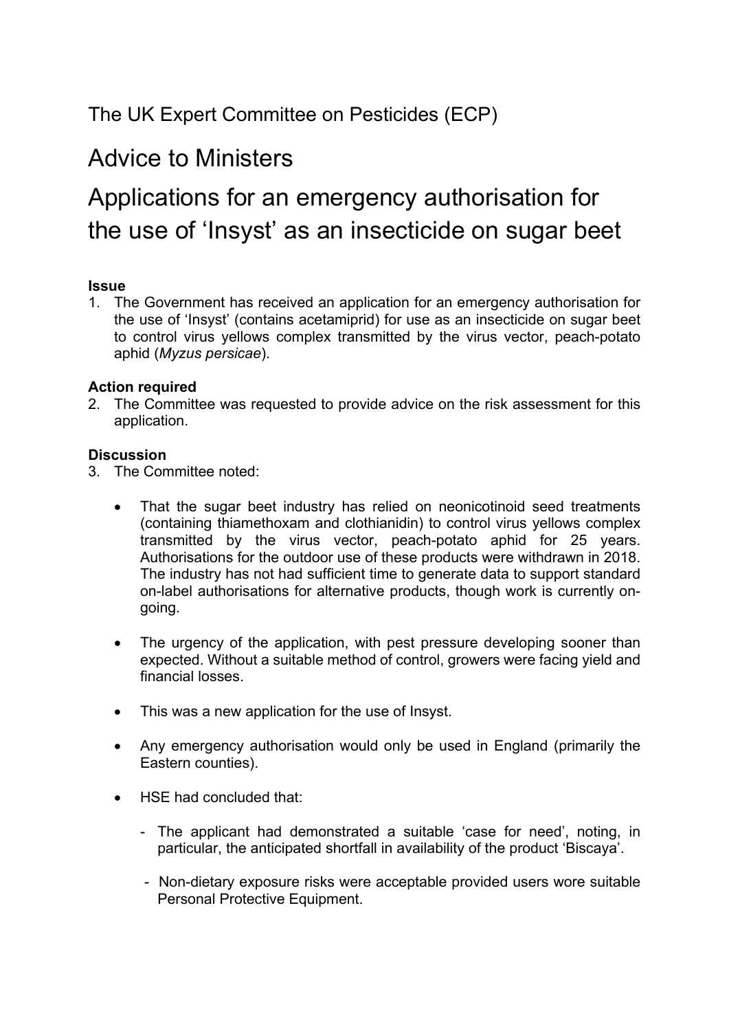The UK Expert Committee on Pesticides (ECP)

# Advice to Ministers

# Applications for an emergency authorisation for the use of 'Insyst' as an insecticide on sugar beet

**Issue**

1. The Government has received an application for an emergency authorisation for the use of 'Insyst' (contains acetamiprid) for use as an insecticide on sugar beet to control virus yellows complex transmitted by the virus vector, peach-potato aphid (*Myzus persicae*).

**Action required**

2. The Committee was requested to provide advice on the risk assessment for this application.

**Discussion**

3. The Committee noted:

- That the sugar beet industry has relied on neonicotinoid seed treatments (containing thiamethoxam and clothianidin) to control virus yellows complex transmitted by the virus vector, peach-potato aphid for 25 years. Authorisations for the outdoor use of these products were withdrawn in 2018. The industry has not had sufficient time to generate data to support standard on-label authorisations for alternative products, though work is currently on-going.

- The urgency of the application, with pest pressure developing sooner than expected. Without a suitable method of control, growers were facing yield and financial losses.

- This was a new application for the use of Insyst.

- Any emergency authorisation would only be used in England (primarily the Eastern counties).

- HSE had concluded that:

  - The applicant had demonstrated a suitable 'case for need', noting, in particular, the anticipated shortfall in availability of the product 'Biscaya'.

  - Non-dietary exposure risks were acceptable provided users wore suitable Personal Protective Equipment.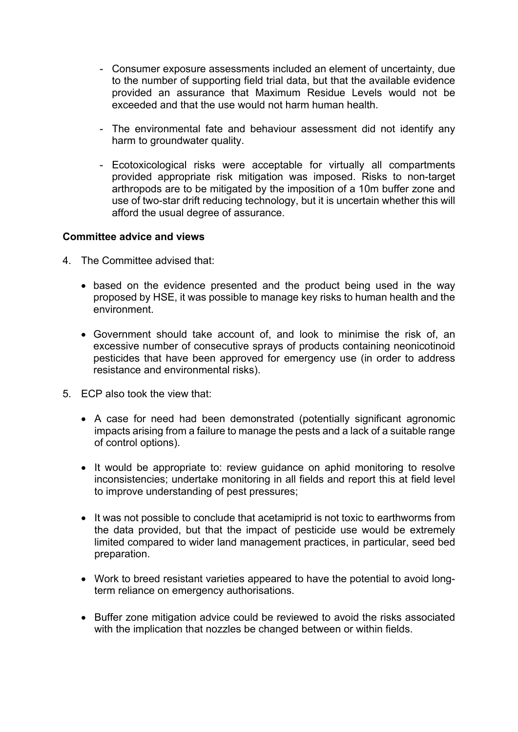- Consumer exposure assessments included an element of uncertainty, due to the number of supporting field trial data, but that the available evidence provided an assurance that Maximum Residue Levels would not be exceeded and that the use would not harm human health.

- The environmental fate and behaviour assessment did not identify any harm to groundwater quality.

- Ecotoxicological risks were acceptable for virtually all compartments provided appropriate risk mitigation was imposed. Risks to non-target arthropods are to be mitigated by the imposition of a 10m buffer zone and use of two-star drift reducing technology, but it is uncertain whether this will afford the usual degree of assurance.

**Committee advice and views**

4. The Committee advised that:

    - based on the evidence presented and the product being used in the way proposed by HSE, it was possible to manage key risks to human health and the environment.

    - Government should take account of, and look to minimise the risk of, an excessive number of consecutive sprays of products containing neonicotinoid pesticides that have been approved for emergency use (in order to address resistance and environmental risks).

5. ECP also took the view that:

    - A case for need had been demonstrated (potentially significant agronomic impacts arising from a failure to manage the pests and a lack of a suitable range of control options).

    - It would be appropriate to: review guidance on aphid monitoring to resolve inconsistencies; undertake monitoring in all fields and report this at field level to improve understanding of pest pressures;

    - It was not possible to conclude that acetamiprid is not toxic to earthworms from the data provided, but that the impact of pesticide use would be extremely limited compared to wider land management practices, in particular, seed bed preparation.

    - Work to breed resistant varieties appeared to have the potential to avoid long-term reliance on emergency authorisations.

    - Buffer zone mitigation advice could be reviewed to avoid the risks associated with the implication that nozzles be changed between or within fields.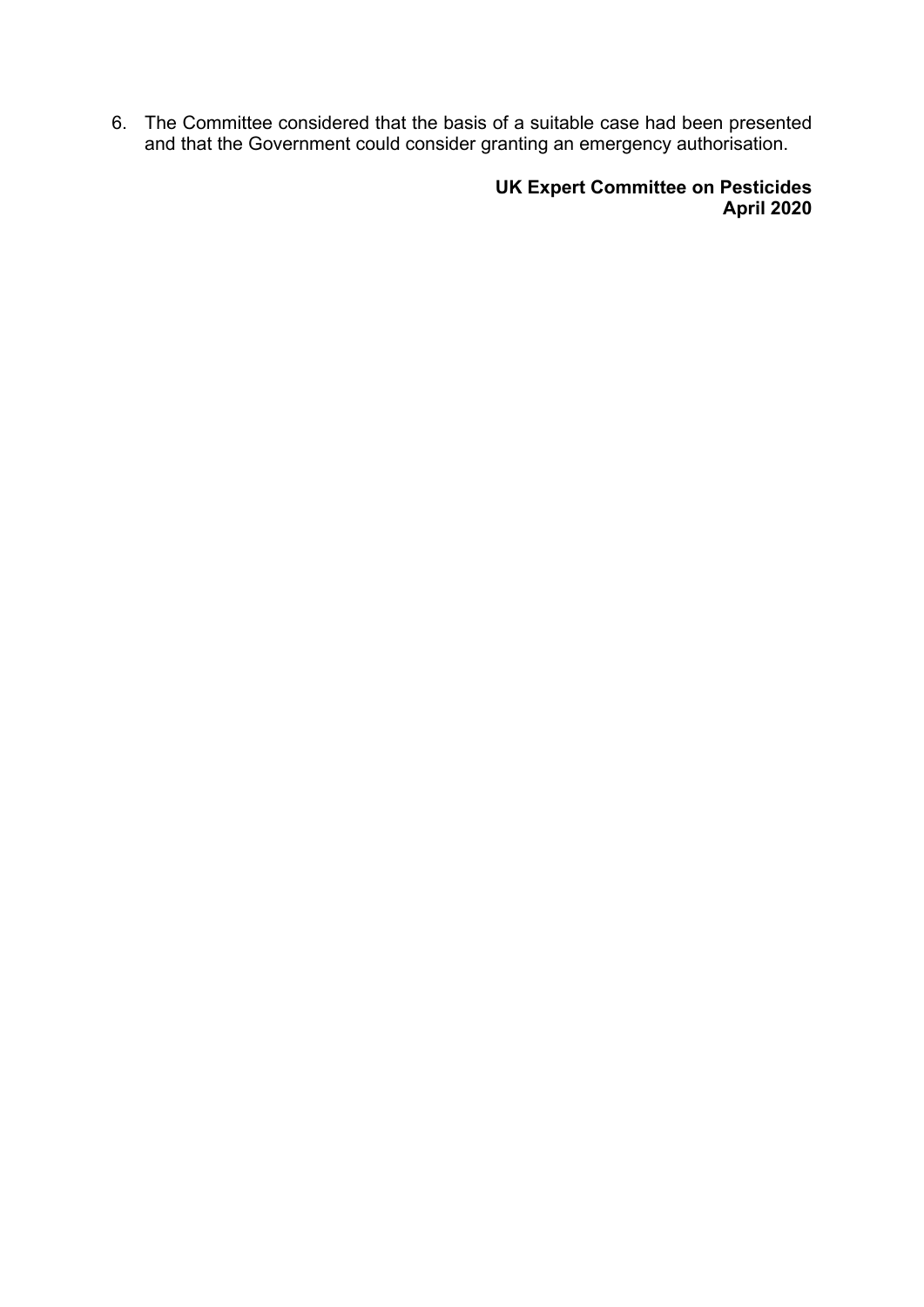6. The Committee considered that the basis of a suitable case had been presented and that the Government could consider granting an emergency authorisation.

**UK Expert Committee on Pesticides**
**April 2020**